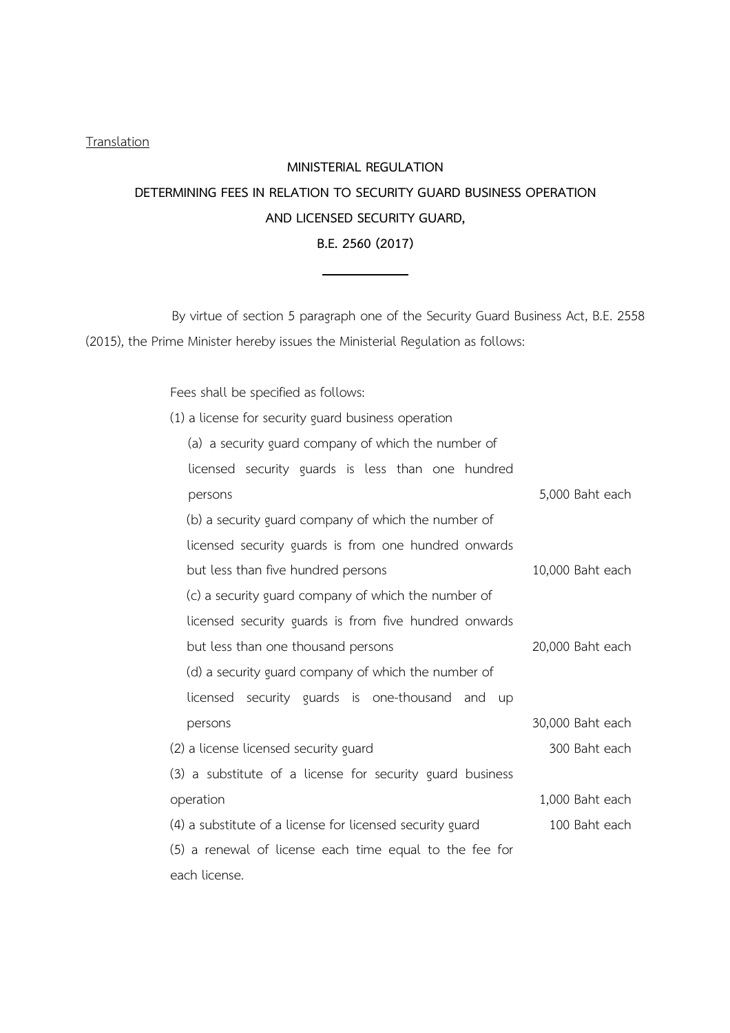Translation

# MINISTERIAL REGULATION
# DETERMINING FEES IN RELATION TO SECURITY GUARD BUSINESS OPERATION AND LICENSED SECURITY GUARD,
# B.E. 2560 (2017)

---

By virtue of section 5 paragraph one of the Security Guard Business Act, B.E. 2558 (2015), the Prime Minister hereby issues the Ministerial Regulation as follows:

Fees shall be specified as follows:

| | |
|---|---|
| (1) a license for security guard business operation | |
| (a) a security guard company of which the number of licensed security guards is less than one hundred persons | 5,000 Baht each |
| (b) a security guard company of which the number of licensed security guards is from one hundred onwards but less than five hundred persons | 10,000 Baht each |
| (c) a security guard company of which the number of licensed security guards is from five hundred onwards but less than one thousand persons | 20,000 Baht each |
| (d) a security guard company of which the number of licensed security guards is one-thousand and up persons | 30,000 Baht each |
| (2) a license licensed security guard | 300 Baht each |
| (3) a substitute of a license for security guard business operation | 1,000 Baht each |
| (4) a substitute of a license for licensed security guard | 100 Baht each |
| (5) a renewal of license each time equal to the fee for each license. | |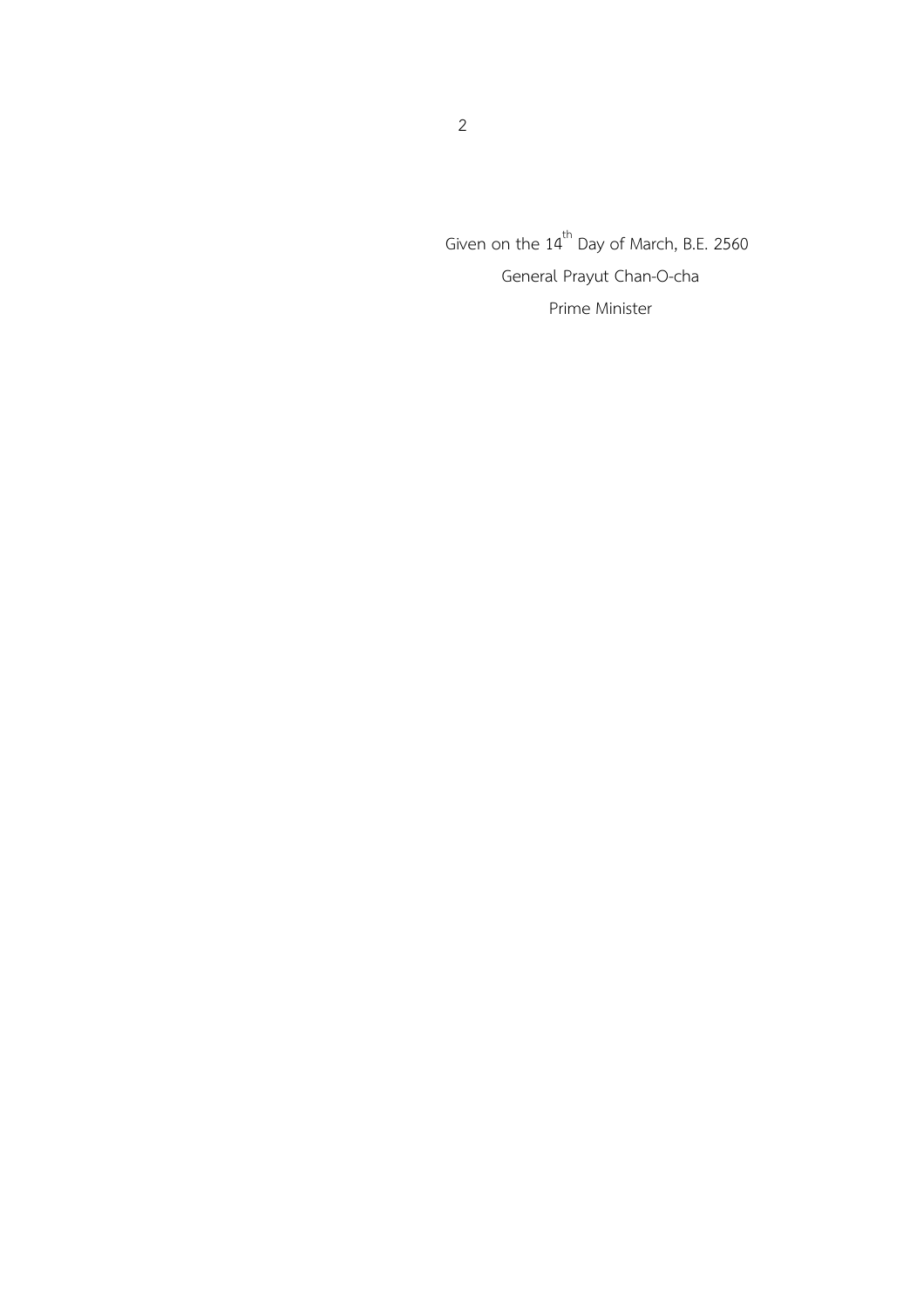Given on the 14th Day of March, B.E. 2560

General Prayut Chan-O-cha

Prime Minister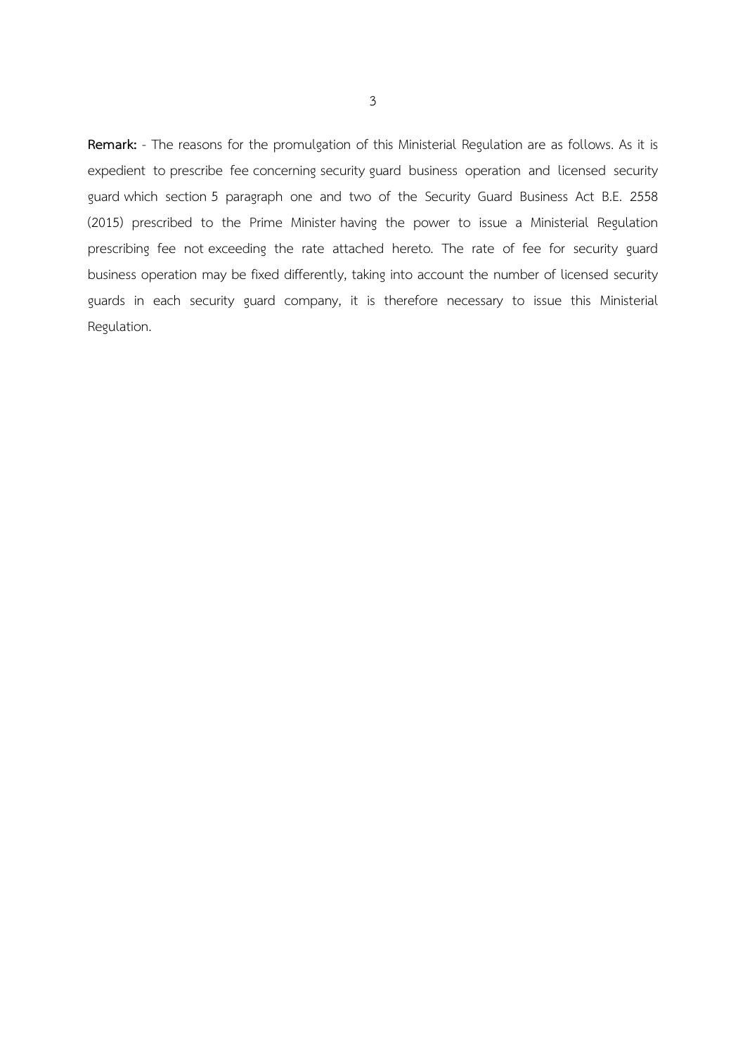**Remark:** - The reasons for the promulgation of this Ministerial Regulation are as follows. As it is expedient to prescribe fee concerning security guard business operation and licensed security guard which section 5 paragraph one and two of the Security Guard Business Act B.E. 2558 (2015) prescribed to the Prime Minister having the power to issue a Ministerial Regulation prescribing fee not exceeding the rate attached hereto. The rate of fee for security guard business operation may be fixed differently, taking into account the number of licensed security guards in each security guard company, it is therefore necessary to issue this Ministerial Regulation.